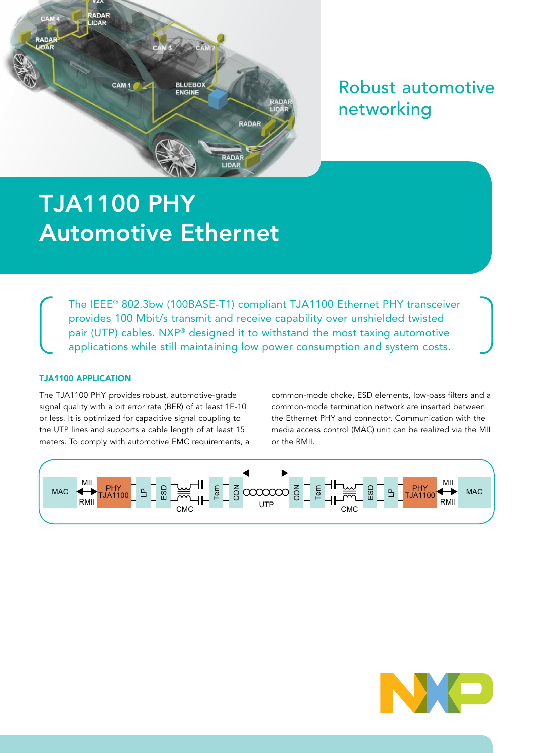Robust automotive networking

# TJA1100 PHY Automotive Ethernet

The IEEE® 802.3bw (100BASE-T1) compliant TJA1100 Ethernet PHY transceiver provides 100 Mbit/s transmit and receive capability over unshielded twisted pair (UTP) cables. NXP® designed it to withstand the most taxing automotive applications while still maintaining low power consumption and system costs.

### TJA1100 APPLICATION

The TJA1100 PHY provides robust, automotive-grade signal quality with a bit error rate (BER) of at least 1E-10 or less. It is optimized for capacitive signal coupling to the UTP lines and supports a cable length of at least 15 meters. To comply with automotive EMC requirements, a common-mode choke, ESD elements, low-pass filters and a common-mode termination network are inserted between the Ethernet PHY and connector. Communication with the media access control (MAC) unit can be realized via the MII or the RMII.

MAC — MII/RMII — PHY TJA1100 — LP — ESD — CMC — Tem — CON — UTP — CON — Tem — CMC — ESD — LP — PHY TJA1100 — MII/RMII — MAC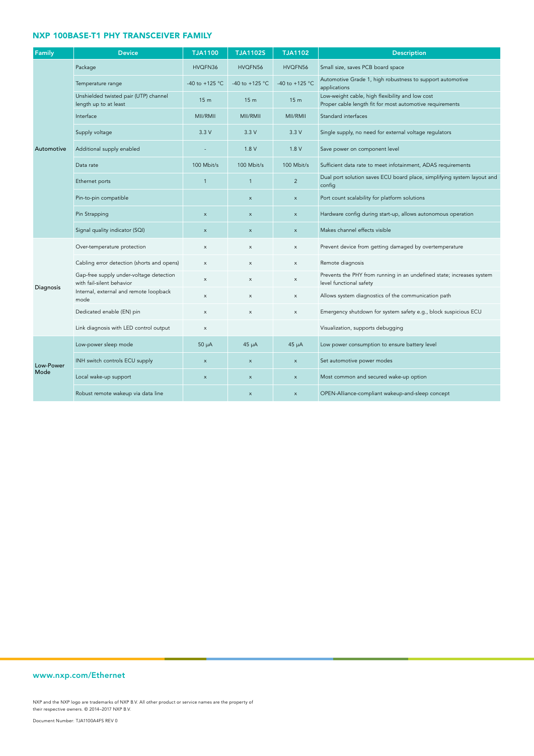## NXP 100BASE-T1 PHY TRANSCEIVER FAMILY

| Family | Device | TJA1100 | TJA1102S | TJA1102 | Description |
|---|---|---|---|---|---|
| Automotive | Package | HVQFN36 | HVQFN56 | HVQFN56 | Small size, saves PCB board space |
| | Temperature range | -40 to +125 °C | -40 to +125 °C | -40 to +125 °C | Automotive Grade 1, high robustness to support automotive applications |
| | Unshielded twisted pair (UTP) channel length up to at least | 15 m | 15 m | 15 m | Low-weight cable, high flexibility and low cost<br>Proper cable length fit for most automotive requirements |
| | Interface | MII/RMII | MII/RMII | MII/RMII | Standard interfaces |
| | Supply voltage | 3.3 V | 3.3 V | 3.3 V | Single supply, no need for external voltage regulators |
| | Additional supply enabled | - | 1.8 V | 1.8 V | Save power on component level |
| | Data rate | 100 Mbit/s | 100 Mbit/s | 100 Mbit/s | Sufficient data rate to meet infotainment, ADAS requirements |
| | Ethernet ports | 1 | 1 | 2 | Dual port solution saves ECU board place, simplifying system layout and config |
| | Pin-to-pin compatible | | x | x | Port count scalability for platform solutions |
| | Pin Strapping | x | x | x | Hardware config during start-up, allows autonomous operation |
| | Signal quality indicator (SQI) | x | x | x | Makes channel effects visible |
| Diagnosis | Over-temperature protection | x | x | x | Prevent device from getting damaged by overtemperature |
| | Cabling error detection (shorts and opens) | x | x | x | Remote diagnosis |
| | Gap-free supply under-voltage detection with fail-silent behavior | x | x | x | Prevents the PHY from running in an undefined state; increases system level functional safety |
| | Internal, external and remote loopback mode | x | x | x | Allows system diagnostics of the communication path |
| | Dedicated enable (EN) pin | x | x | x | Emergency shutdown for system safety e.g., block suspicious ECU |
| | Link diagnosis with LED control output | x | | | Visualization, supports debugging |
| Low-Power Mode | Low-power sleep mode | 50 μA | 45 μA | 45 μA | Low power consumption to ensure battery level |
| | INH switch controls ECU supply | x | x | x | Set automotive power modes |
| | Local wake-up support | x | x | x | Most common and secured wake-up option |
| | Robust remote wakeup via data line | | x | x | OPEN-Alliance-compliant wakeup-and-sleep concept |

**www.nxp.com/Ethernet**

NXP and the NXP logo are trademarks of NXP B.V. All other product or service names are the property of their respective owners. © 2014–2017 NXP B.V.

Document Number: TJA1100A4FS REV 0